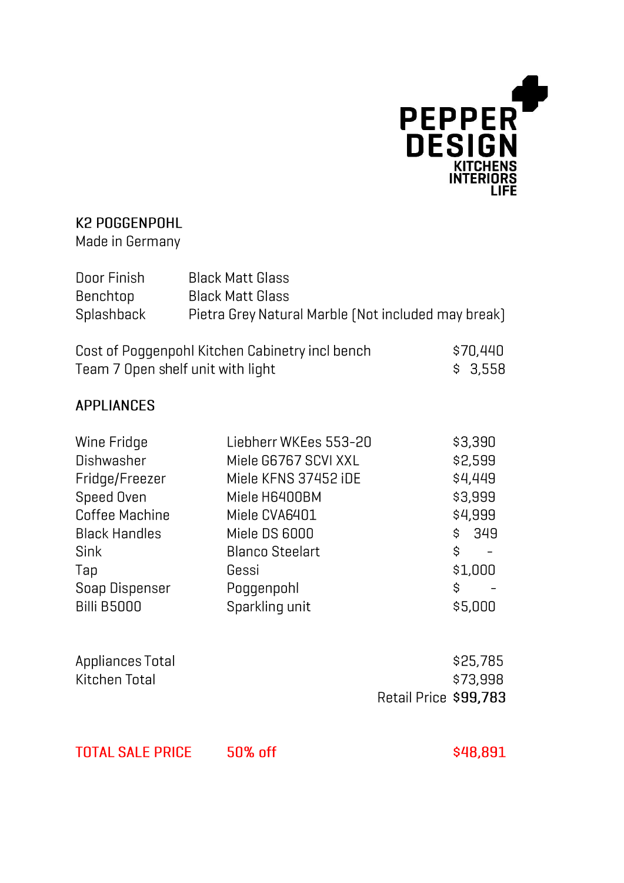PEPPER DESIGN
KITCHENS
INTERIORS
LIFE

## K2 POGGENPOHL

Made in Germany

| | |
|---|---|
| Door Finish | Black Matt Glass |
| Benchtop | Black Matt Glass |
| Splashback | Pietra Grey Natural Marble (Not included may break) |

| | |
|---|---|
| Cost of Poggenpohl Kitchen Cabinetry incl bench | $70,440 |
| Team 7 Open shelf unit with light | $ 3,558 |

## APPLIANCES

| | | |
|---|---|---|
| Wine Fridge | Liebherr WKEes 553-20 | $3,390 |
| Dishwasher | Miele G6767 SCVI XXL | $2,599 |
| Fridge/Freezer | Miele KFNS 37452 iDE | $4,449 |
| Speed Oven | Miele H6400BM | $3,999 |
| Coffee Machine | Miele CVA6401 | $4,999 |
| Black Handles | Miele DS 6000 | $ 349 |
| Sink | Blanco Steelart | $ - |
| Tap | Gessi | $1,000 |
| Soap Dispenser | Poggenpohl | $ - |
| Billi B5000 | Sparkling unit | $5,000 |

| | |
|---|---|
| Appliances Total | $25,785 |
| Kitchen Total | $73,998 |
| Retail Price | **$99,783** |

| | | |
|---|---|---|
| TOTAL SALE PRICE | 50% off | $48,891 |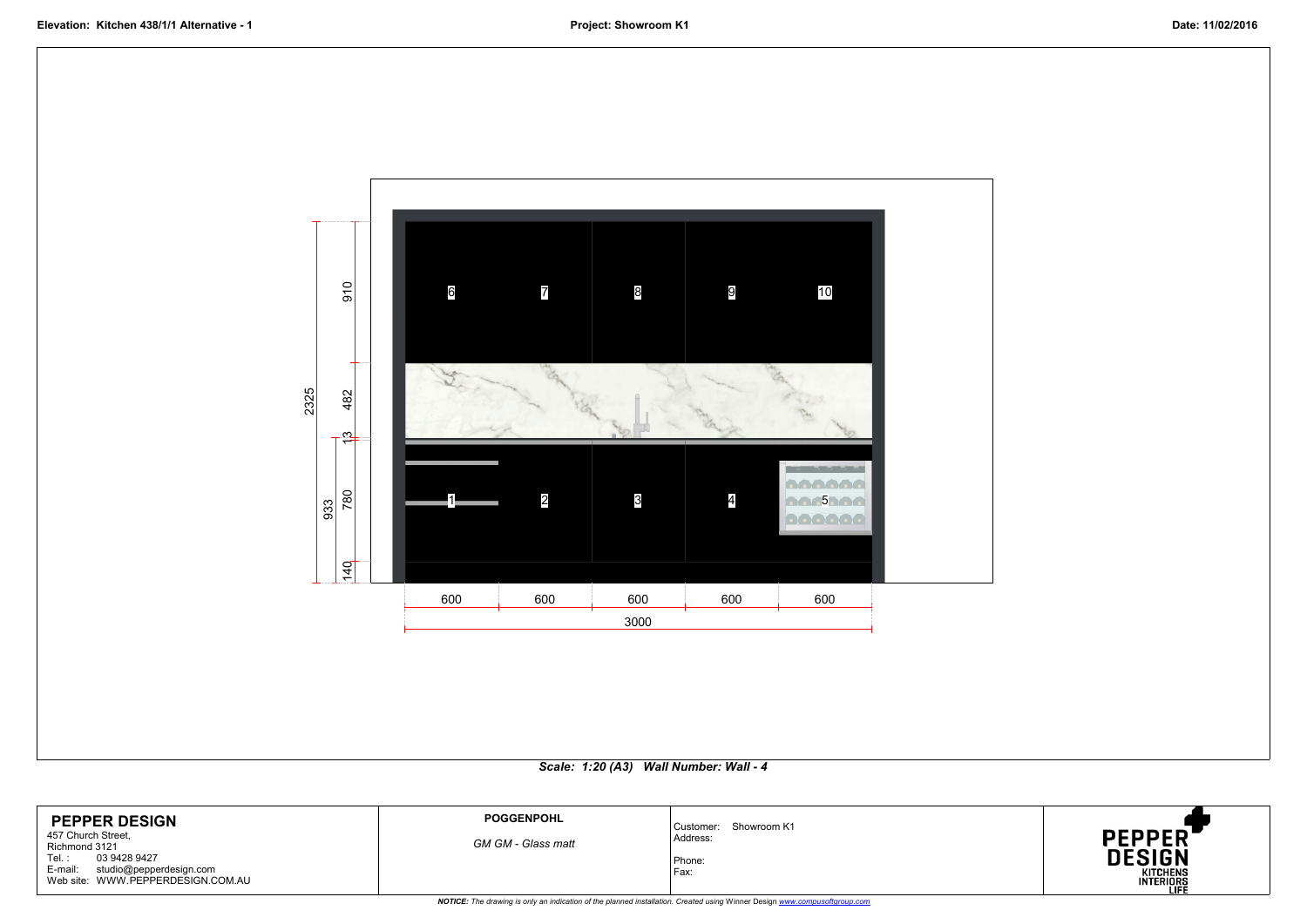**Elevation: Kitchen 438/1/1 Alternative - 1**

**Project: Showroom K1**

**Date: 11/02/2016**

6 7 8 9 10

1 2 3 4 5

2325 | 910 | 482 | 13 | 933 | 780 | 140

600 | 600 | 600 | 600 | 600

3000

***Scale: 1:20 (A3) Wall Number: Wall - 4***

| **PEPPER DESIGN**<br>457 Church Street,<br>Richmond 3121<br>Tel. : 03 9428 9427<br>E-mail: studio@pepperdesign.com<br>Web site: WWW.PEPPERDESIGN.COM.AU | **POGGENPOHL**<br><br>*GM GM - Glass matt* | Customer: Showroom K1<br>Address:<br><br>Phone:<br>Fax: | PEPPER DESIGN<br>KITCHENS<br>INTERIORS<br>LIFE |
|---|---|---|---|

***NOTICE:*** *The drawing is only an indication of the planned installation. Created using* Winner Design *www.compusoftgroup.com*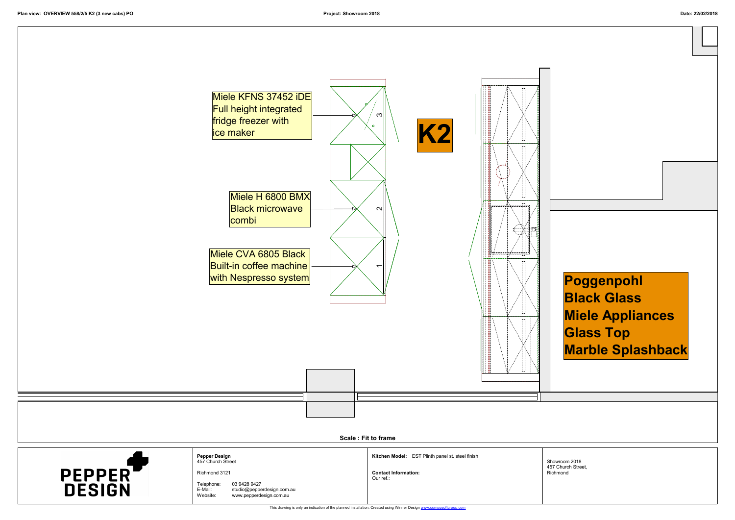Plan view: OVERVIEW 558/2/5 K2 (3 new cabs) PO

Project: Showroom 2018

Date: 22/02/2018

Miele KFNS 37452 iDE
Full height integrated
fridge freezer with
ice maker

Miele H 6800 BMX
Black microwave
combi

Miele CVA 6805 Black
Built-in coffee machine
with Nespresso system

3

2

1

**K2**

**Poggenpohl**
**Black Glass**
**Miele Appliances**
**Glass Top**
**Marble Splashback**

**Scale : Fit to frame**

PEPPER DESIGN

**Pepper Design**
457 Church Street

Richmond 3121

Telephone: 03 9428 9427
E-Mail: studio@pepperdesign.com.au
Website: www.pepperdesign.com.au

**Kitchen Model:** EST Plinth panel st. steel finish

**Contact Information:**
Our ref.:

Showroom 2018
457 Church Street,
Richmond

This drawing is only an indication of the planned installation. Created using Winner Design www.compusoftgroup.com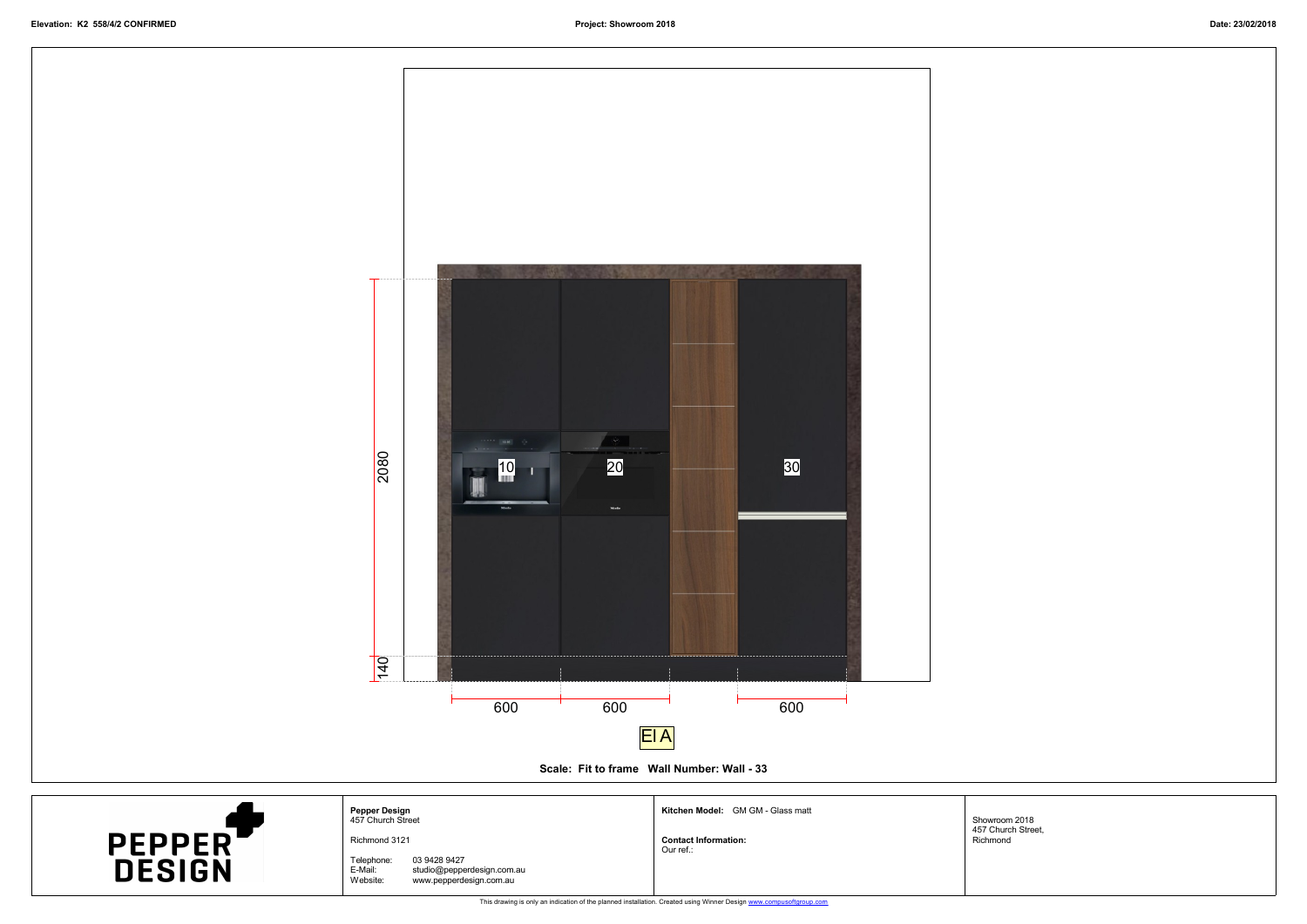**Elevation: K2 558/4/2 CONFIRMED**

**Project: Showroom 2018**

**Date: 23/02/2018**

2080

140

10

20

30

600

600

600

El A

**Scale: Fit to frame Wall Number: Wall - 33**

**PEPPER DESIGN**

**Pepper Design**
457 Church Street

Richmond 3121

Telephone: 03 9428 9427
E-Mail: studio@pepperdesign.com.au
Website: www.pepperdesign.com.au

**Kitchen Model:** GM GM - Glass matt

**Contact Information:**
Our ref.:

Showroom 2018
457 Church Street,
Richmond

This drawing is only an indication of the planned installation. Created using Winner Design www.compusoftgroup.com